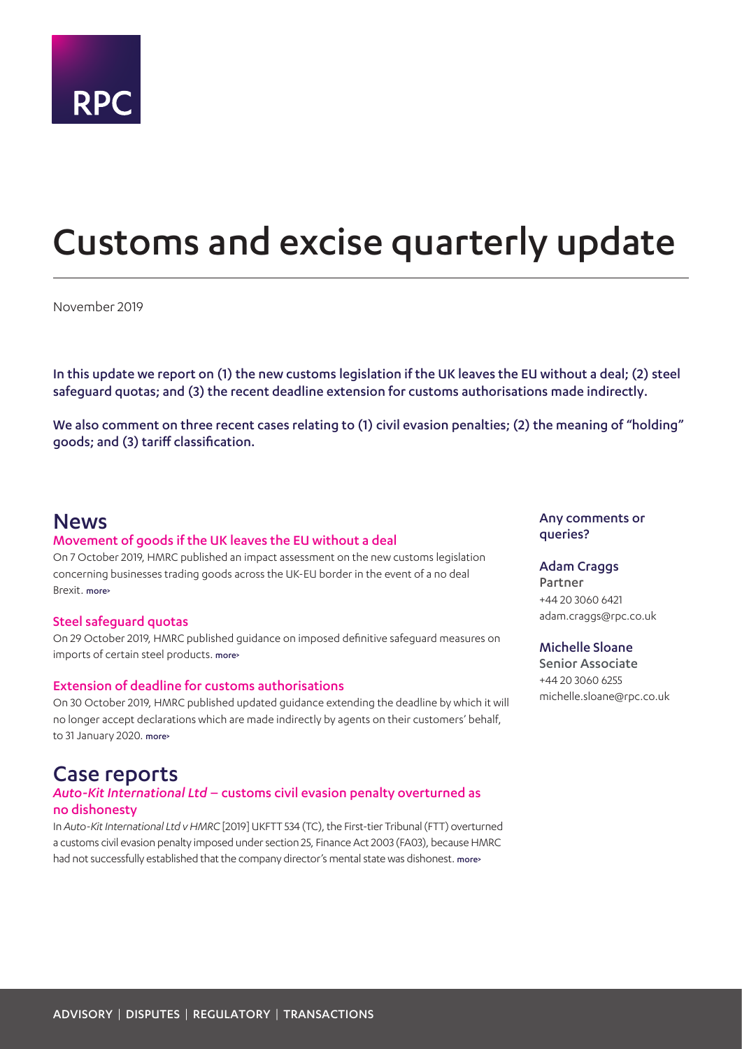RPC

# Customs and excise quarterly update

November 2019

In this update we report on (1) the new customs legislation if the UK leaves the EU without a deal; (2) steel safeguard quotas; and (3) the recent deadline extension for customs authorisations made indirectly.

We also comment on three recent cases relating to (1) civil evasion penalties; (2) the meaning of "holding" goods; and (3) tariff classification.

## News

### Movement of goods if the UK leaves the EU without a deal

On 7 October 2019, HMRC published an impact assessment on the new customs legislation concerning businesses trading goods across the UK-EU border in the event of a no deal Brexit. more>

### Steel safeguard quotas

On 29 October 2019, HMRC published guidance on imposed definitive safeguard measures on imports of certain steel products. more>

### Extension of deadline for customs authorisations

On 30 October 2019, HMRC published updated guidance extending the deadline by which it will no longer accept declarations which are made indirectly by agents on their customers' behalf, to 31 January 2020. more>

## Case reports

### *Auto-Kit International Ltd* – customs civil evasion penalty overturned as no dishonesty

In *Auto-Kit International Ltd v HMRC* [2019] UKFTT 534 (TC), the First-tier Tribunal (FTT) overturned a customs civil evasion penalty imposed under section 25, Finance Act 2003 (FA03), because HMRC had not successfully established that the company director's mental state was dishonest. more>

**Any comments or queries?**

**Adam Craggs**
Partner
+44 20 3060 6421
adam.craggs@rpc.co.uk

**Michelle Sloane**
Senior Associate
+44 20 3060 6255
michelle.sloane@rpc.co.uk

ADVISORY | DISPUTES | REGULATORY | TRANSACTIONS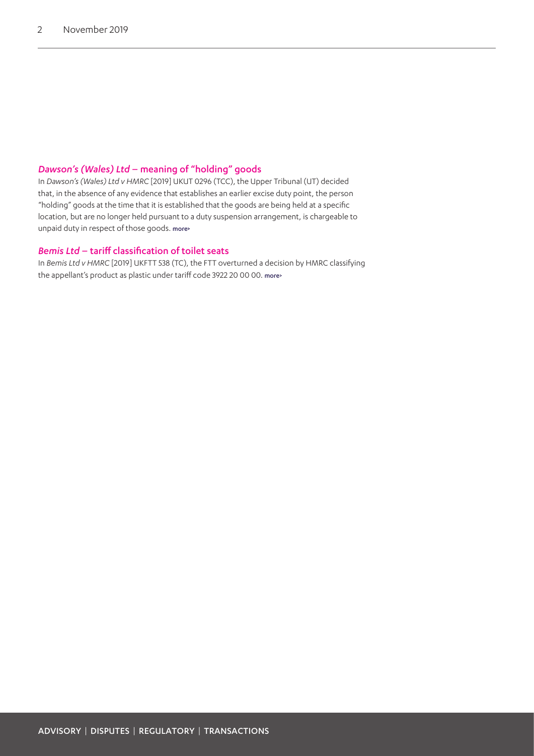### *Dawson's (Wales) Ltd* – meaning of "holding" goods

In *Dawson's (Wales) Ltd v HMRC* [2019] UKUT 0296 (TCC), the Upper Tribunal (UT) decided that, in the absence of any evidence that establishes an earlier excise duty point, the person "holding" goods at the time that it is established that the goods are being held at a specific location, but are no longer held pursuant to a duty suspension arrangement, is chargeable to unpaid duty in respect of those goods. more>

### *Bemis Ltd* – tariff classification of toilet seats

In *Bemis Ltd v HMRC* [2019] UKFTT 538 (TC), the FTT overturned a decision by HMRC classifying the appellant's product as plastic under tariff code 3922 20 00 00. more>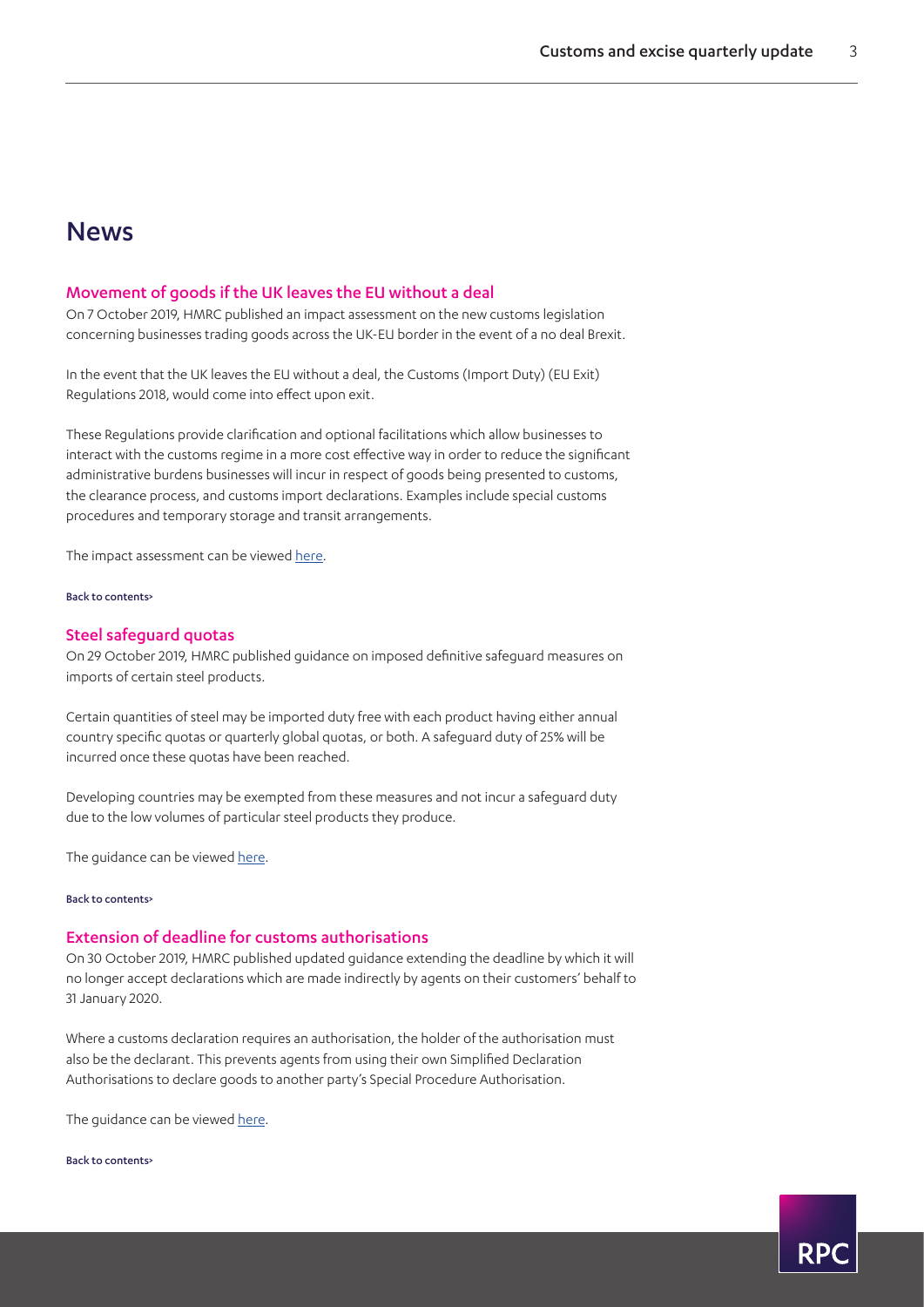# News

## Movement of goods if the UK leaves the EU without a deal

On 7 October 2019, HMRC published an impact assessment on the new customs legislation concerning businesses trading goods across the UK-EU border in the event of a no deal Brexit.

In the event that the UK leaves the EU without a deal, the Customs (Import Duty) (EU Exit) Regulations 2018, would come into effect upon exit.

These Regulations provide clarification and optional facilitations which allow businesses to interact with the customs regime in a more cost effective way in order to reduce the significant administrative burdens businesses will incur in respect of goods being presented to customs, the clearance process, and customs import declarations. Examples include special customs procedures and temporary storage and transit arrangements.

The impact assessment can be viewed here.

Back to contents>

## Steel safeguard quotas

On 29 October 2019, HMRC published guidance on imposed definitive safeguard measures on imports of certain steel products.

Certain quantities of steel may be imported duty free with each product having either annual country specific quotas or quarterly global quotas, or both. A safeguard duty of 25% will be incurred once these quotas have been reached.

Developing countries may be exempted from these measures and not incur a safeguard duty due to the low volumes of particular steel products they produce.

The guidance can be viewed here.

Back to contents>

## Extension of deadline for customs authorisations

On 30 October 2019, HMRC published updated guidance extending the deadline by which it will no longer accept declarations which are made indirectly by agents on their customers' behalf to 31 January 2020.

Where a customs declaration requires an authorisation, the holder of the authorisation must also be the declarant. This prevents agents from using their own Simplified Declaration Authorisations to declare goods to another party's Special Procedure Authorisation.

The guidance can be viewed here.

Back to contents>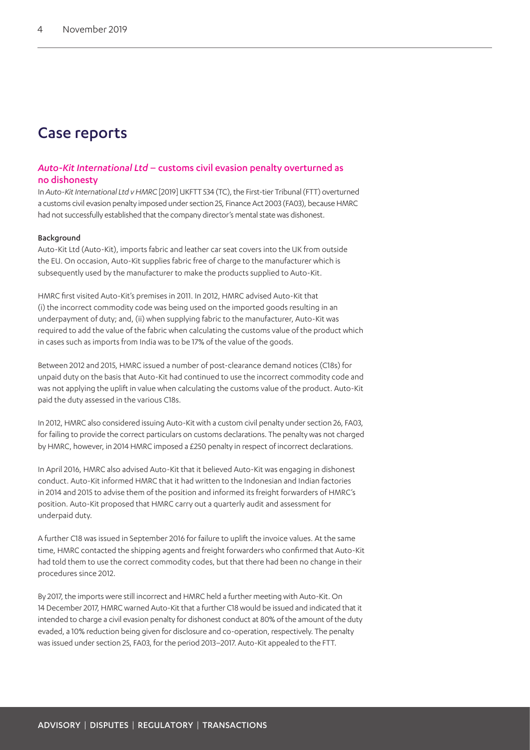# Case reports

## *Auto-Kit International Ltd* – customs civil evasion penalty overturned as no dishonesty

In *Auto-Kit International Ltd v HMRC* [2019] UKFTT 534 (TC), the First-tier Tribunal (FTT) overturned a customs civil evasion penalty imposed under section 25, Finance Act 2003 (FA03), because HMRC had not successfully established that the company director's mental state was dishonest.

### Background

Auto-Kit Ltd (Auto-Kit), imports fabric and leather car seat covers into the UK from outside the EU. On occasion, Auto-Kit supplies fabric free of charge to the manufacturer which is subsequently used by the manufacturer to make the products supplied to Auto-Kit.

HMRC first visited Auto-Kit's premises in 2011. In 2012, HMRC advised Auto-Kit that (i) the incorrect commodity code was being used on the imported goods resulting in an underpayment of duty; and, (ii) when supplying fabric to the manufacturer, Auto-Kit was required to add the value of the fabric when calculating the customs value of the product which in cases such as imports from India was to be 17% of the value of the goods.

Between 2012 and 2015, HMRC issued a number of post-clearance demand notices (C18s) for unpaid duty on the basis that Auto-Kit had continued to use the incorrect commodity code and was not applying the uplift in value when calculating the customs value of the product. Auto-Kit paid the duty assessed in the various C18s.

In 2012, HMRC also considered issuing Auto-Kit with a custom civil penalty under section 26, FA03, for failing to provide the correct particulars on customs declarations. The penalty was not charged by HMRC, however, in 2014 HMRC imposed a £250 penalty in respect of incorrect declarations.

In April 2016, HMRC also advised Auto-Kit that it believed Auto-Kit was engaging in dishonest conduct. Auto-Kit informed HMRC that it had written to the Indonesian and Indian factories in 2014 and 2015 to advise them of the position and informed its freight forwarders of HMRC's position. Auto-Kit proposed that HMRC carry out a quarterly audit and assessment for underpaid duty.

A further C18 was issued in September 2016 for failure to uplift the invoice values. At the same time, HMRC contacted the shipping agents and freight forwarders who confirmed that Auto-Kit had told them to use the correct commodity codes, but that there had been no change in their procedures since 2012.

By 2017, the imports were still incorrect and HMRC held a further meeting with Auto-Kit. On 14 December 2017, HMRC warned Auto-Kit that a further C18 would be issued and indicated that it intended to charge a civil evasion penalty for dishonest conduct at 80% of the amount of the duty evaded, a 10% reduction being given for disclosure and co-operation, respectively. The penalty was issued under section 25, FA03, for the period 2013–2017. Auto-Kit appealed to the FTT.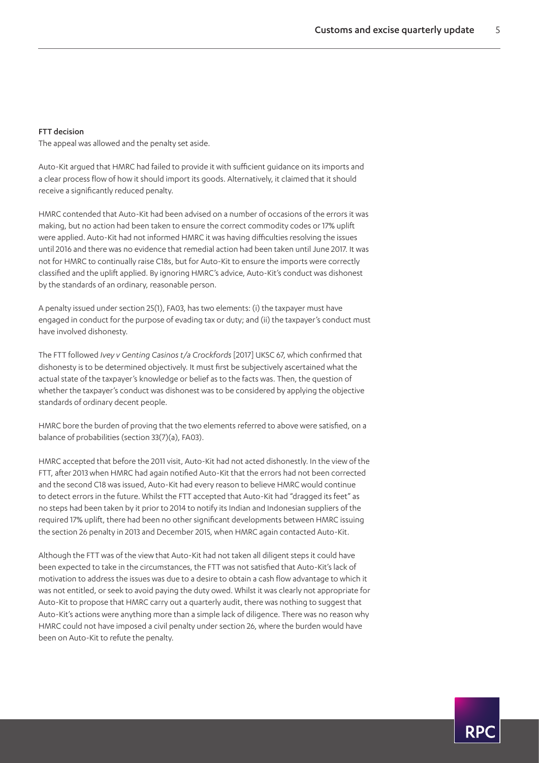#### FTT decision

The appeal was allowed and the penalty set aside.

Auto-Kit argued that HMRC had failed to provide it with sufficient guidance on its imports and a clear process flow of how it should import its goods. Alternatively, it claimed that it should receive a significantly reduced penalty.

HMRC contended that Auto-Kit had been advised on a number of occasions of the errors it was making, but no action had been taken to ensure the correct commodity codes or 17% uplift were applied. Auto-Kit had not informed HMRC it was having difficulties resolving the issues until 2016 and there was no evidence that remedial action had been taken until June 2017. It was not for HMRC to continually raise C18s, but for Auto-Kit to ensure the imports were correctly classified and the uplift applied. By ignoring HMRC's advice, Auto-Kit's conduct was dishonest by the standards of an ordinary, reasonable person.

A penalty issued under section 25(1), FA03, has two elements: (i) the taxpayer must have engaged in conduct for the purpose of evading tax or duty; and (ii) the taxpayer's conduct must have involved dishonesty.

The FTT followed *Ivey v Genting Casinos t/a Crockfords* [2017] UKSC 67, which confirmed that dishonesty is to be determined objectively. It must first be subjectively ascertained what the actual state of the taxpayer's knowledge or belief as to the facts was. Then, the question of whether the taxpayer's conduct was dishonest was to be considered by applying the objective standards of ordinary decent people.

HMRC bore the burden of proving that the two elements referred to above were satisfied, on a balance of probabilities (section 33(7)(a), FA03).

HMRC accepted that before the 2011 visit, Auto-Kit had not acted dishonestly. In the view of the FTT, after 2013 when HMRC had again notified Auto-Kit that the errors had not been corrected and the second C18 was issued, Auto-Kit had every reason to believe HMRC would continue to detect errors in the future. Whilst the FTT accepted that Auto-Kit had "dragged its feet" as no steps had been taken by it prior to 2014 to notify its Indian and Indonesian suppliers of the required 17% uplift, there had been no other significant developments between HMRC issuing the section 26 penalty in 2013 and December 2015, when HMRC again contacted Auto-Kit.

Although the FTT was of the view that Auto-Kit had not taken all diligent steps it could have been expected to take in the circumstances, the FTT was not satisfied that Auto-Kit's lack of motivation to address the issues was due to a desire to obtain a cash flow advantage to which it was not entitled, or seek to avoid paying the duty owed. Whilst it was clearly not appropriate for Auto-Kit to propose that HMRC carry out a quarterly audit, there was nothing to suggest that Auto-Kit's actions were anything more than a simple lack of diligence. There was no reason why HMRC could not have imposed a civil penalty under section 26, where the burden would have been on Auto-Kit to refute the penalty.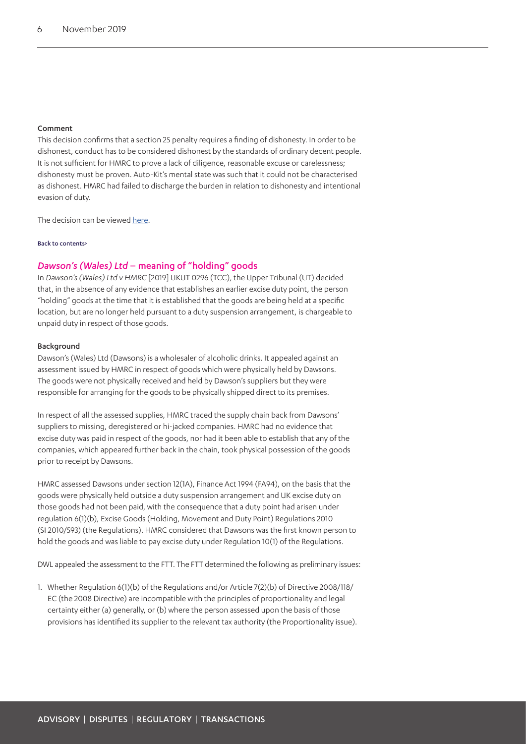#### Comment

This decision confirms that a section 25 penalty requires a finding of dishonesty. In order to be dishonest, conduct has to be considered dishonest by the standards of ordinary decent people. It is not sufficient for HMRC to prove a lack of diligence, reasonable excuse or carelessness; dishonesty must be proven. Auto-Kit's mental state was such that it could not be characterised as dishonest. HMRC had failed to discharge the burden in relation to dishonesty and intentional evasion of duty.

The decision can be viewed here.

Back to contents>

### *Dawson's (Wales) Ltd* – meaning of "holding" goods

In *Dawson's (Wales) Ltd v HMRC* [2019] UKUT 0296 (TCC), the Upper Tribunal (UT) decided that, in the absence of any evidence that establishes an earlier excise duty point, the person "holding" goods at the time that it is established that the goods are being held at a specific location, but are no longer held pursuant to a duty suspension arrangement, is chargeable to unpaid duty in respect of those goods.

#### Background

Dawson's (Wales) Ltd (Dawsons) is a wholesaler of alcoholic drinks. It appealed against an assessment issued by HMRC in respect of goods which were physically held by Dawsons. The goods were not physically received and held by Dawson's suppliers but they were responsible for arranging for the goods to be physically shipped direct to its premises.

In respect of all the assessed supplies, HMRC traced the supply chain back from Dawsons' suppliers to missing, deregistered or hi-jacked companies. HMRC had no evidence that excise duty was paid in respect of the goods, nor had it been able to establish that any of the companies, which appeared further back in the chain, took physical possession of the goods prior to receipt by Dawsons.

HMRC assessed Dawsons under section 12(1A), Finance Act 1994 (FA94), on the basis that the goods were physically held outside a duty suspension arrangement and UK excise duty on those goods had not been paid, with the consequence that a duty point had arisen under regulation 6(1)(b), Excise Goods (Holding, Movement and Duty Point) Regulations 2010 (SI 2010/593) (the Regulations). HMRC considered that Dawsons was the first known person to hold the goods and was liable to pay excise duty under Regulation 10(1) of the Regulations.

DWL appealed the assessment to the FTT. The FTT determined the following as preliminary issues:

1. Whether Regulation 6(1)(b) of the Regulations and/or Article 7(2)(b) of Directive 2008/118/EC (the 2008 Directive) are incompatible with the principles of proportionality and legal certainty either (a) generally, or (b) where the person assessed upon the basis of those provisions has identified its supplier to the relevant tax authority (the Proportionality issue).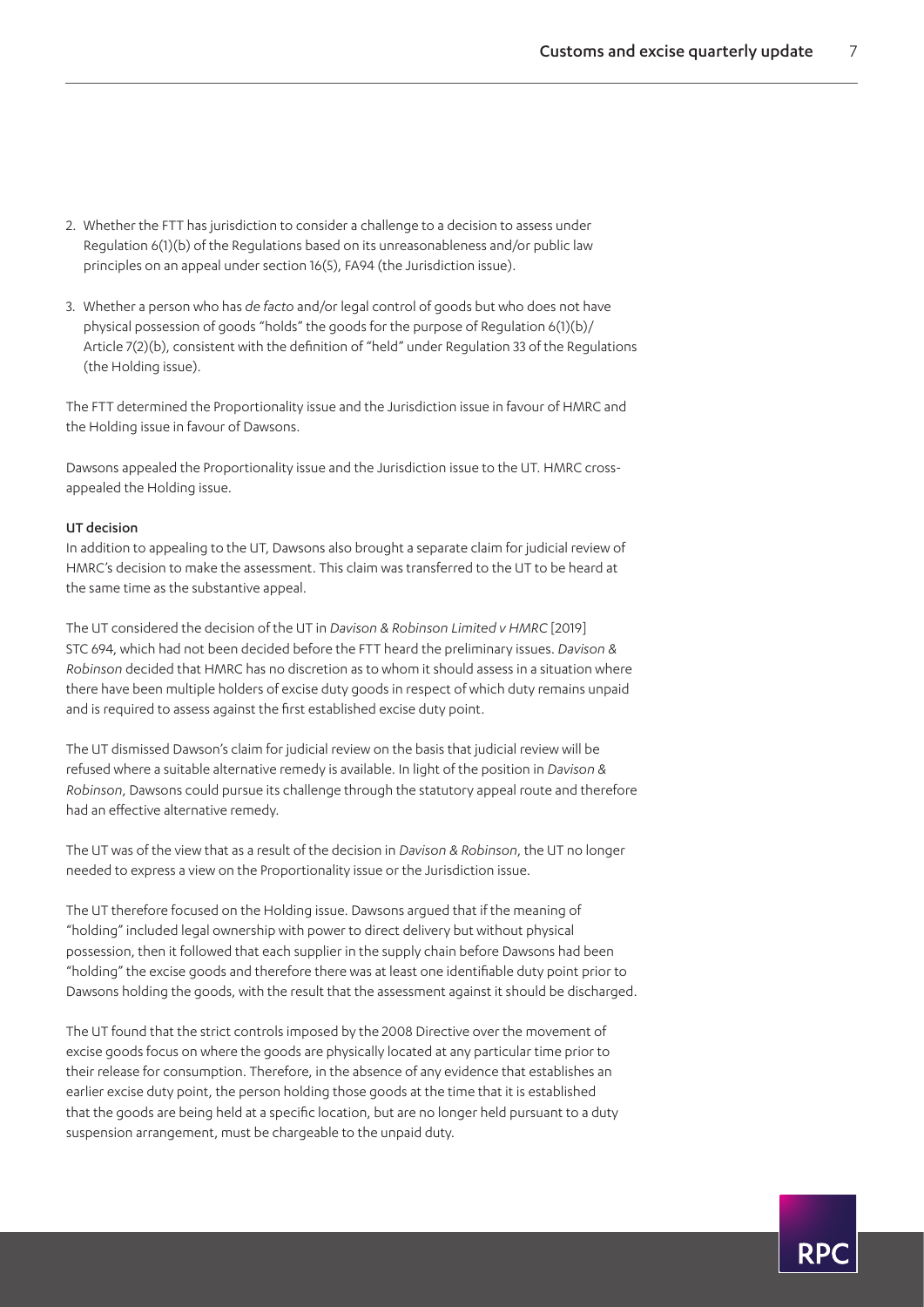2. Whether the FTT has jurisdiction to consider a challenge to a decision to assess under Regulation 6(1)(b) of the Regulations based on its unreasonableness and/or public law principles on an appeal under section 16(5), FA94 (the Jurisdiction issue).

3. Whether a person who has *de facto* and/or legal control of goods but who does not have physical possession of goods "holds" the goods for the purpose of Regulation 6(1)(b)/ Article 7(2)(b), consistent with the definition of "held" under Regulation 33 of the Regulations (the Holding issue).

The FTT determined the Proportionality issue and the Jurisdiction issue in favour of HMRC and the Holding issue in favour of Dawsons.

Dawsons appealed the Proportionality issue and the Jurisdiction issue to the UT. HMRC cross-appealed the Holding issue.

**UT decision**

In addition to appealing to the UT, Dawsons also brought a separate claim for judicial review of HMRC's decision to make the assessment. This claim was transferred to the UT to be heard at the same time as the substantive appeal.

The UT considered the decision of the UT in *Davison & Robinson Limited v HMRC* [2019] STC 694, which had not been decided before the FTT heard the preliminary issues. *Davison & Robinson* decided that HMRC has no discretion as to whom it should assess in a situation where there have been multiple holders of excise duty goods in respect of which duty remains unpaid and is required to assess against the first established excise duty point.

The UT dismissed Dawson's claim for judicial review on the basis that judicial review will be refused where a suitable alternative remedy is available. In light of the position in *Davison & Robinson*, Dawsons could pursue its challenge through the statutory appeal route and therefore had an effective alternative remedy.

The UT was of the view that as a result of the decision in *Davison & Robinson*, the UT no longer needed to express a view on the Proportionality issue or the Jurisdiction issue.

The UT therefore focused on the Holding issue. Dawsons argued that if the meaning of "holding" included legal ownership with power to direct delivery but without physical possession, then it followed that each supplier in the supply chain before Dawsons had been "holding" the excise goods and therefore there was at least one identifiable duty point prior to Dawsons holding the goods, with the result that the assessment against it should be discharged.

The UT found that the strict controls imposed by the 2008 Directive over the movement of excise goods focus on where the goods are physically located at any particular time prior to their release for consumption. Therefore, in the absence of any evidence that establishes an earlier excise duty point, the person holding those goods at the time that it is established that the goods are being held at a specific location, but are no longer held pursuant to a duty suspension arrangement, must be chargeable to the unpaid duty.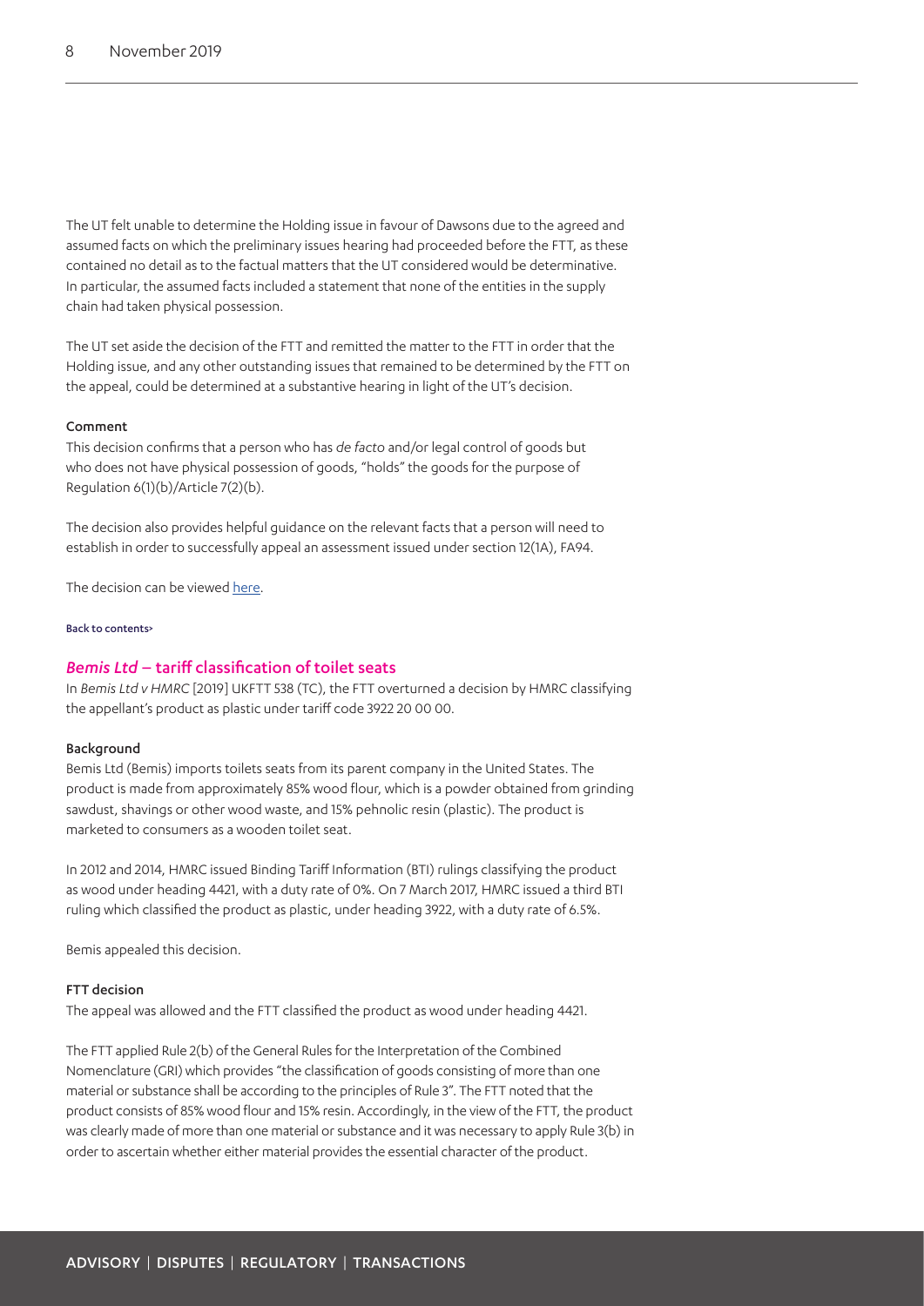The UT felt unable to determine the Holding issue in favour of Dawsons due to the agreed and assumed facts on which the preliminary issues hearing had proceeded before the FTT, as these contained no detail as to the factual matters that the UT considered would be determinative. In particular, the assumed facts included a statement that none of the entities in the supply chain had taken physical possession.

The UT set aside the decision of the FTT and remitted the matter to the FTT in order that the Holding issue, and any other outstanding issues that remained to be determined by the FTT on the appeal, could be determined at a substantive hearing in light of the UT's decision.

#### Comment

This decision confirms that a person who has *de facto* and/or legal control of goods but who does not have physical possession of goods, "holds" the goods for the purpose of Regulation 6(1)(b)/Article 7(2)(b).

The decision also provides helpful guidance on the relevant facts that a person will need to establish in order to successfully appeal an assessment issued under section 12(1A), FA94.

The decision can be viewed here.

Back to contents>

### *Bemis Ltd* – tariff classification of toilet seats

In *Bemis Ltd v HMRC* [2019] UKFTT 538 (TC), the FTT overturned a decision by HMRC classifying the appellant's product as plastic under tariff code 3922 20 00 00.

#### Background

Bemis Ltd (Bemis) imports toilets seats from its parent company in the United States. The product is made from approximately 85% wood flour, which is a powder obtained from grinding sawdust, shavings or other wood waste, and 15% pehnolic resin (plastic). The product is marketed to consumers as a wooden toilet seat.

In 2012 and 2014, HMRC issued Binding Tariff Information (BTI) rulings classifying the product as wood under heading 4421, with a duty rate of 0%. On 7 March 2017, HMRC issued a third BTI ruling which classified the product as plastic, under heading 3922, with a duty rate of 6.5%.

Bemis appealed this decision.

#### FTT decision

The appeal was allowed and the FTT classified the product as wood under heading 4421.

The FTT applied Rule 2(b) of the General Rules for the Interpretation of the Combined Nomenclature (GRI) which provides "the classification of goods consisting of more than one material or substance shall be according to the principles of Rule 3". The FTT noted that the product consists of 85% wood flour and 15% resin. Accordingly, in the view of the FTT, the product was clearly made of more than one material or substance and it was necessary to apply Rule 3(b) in order to ascertain whether either material provides the essential character of the product.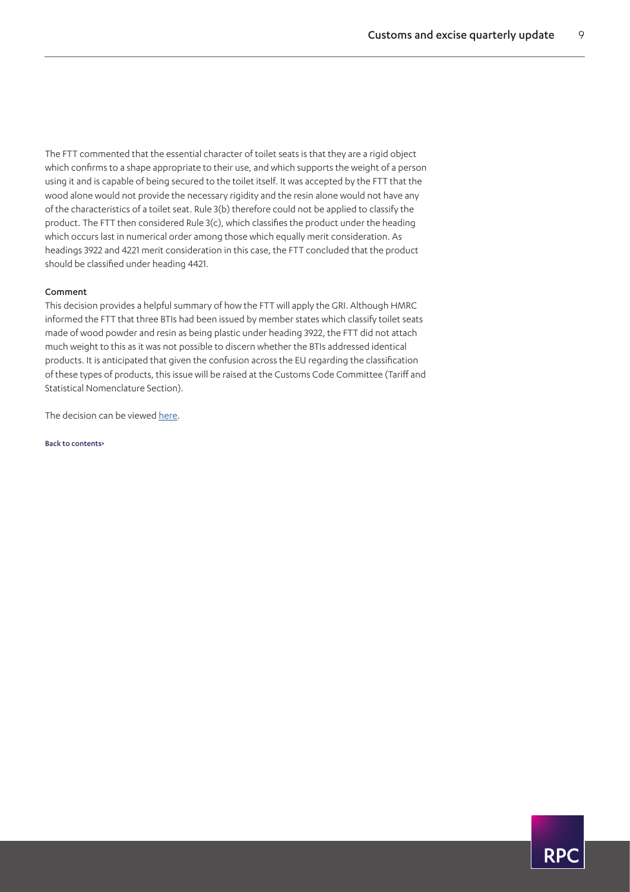The FTT commented that the essential character of toilet seats is that they are a rigid object which confirms to a shape appropriate to their use, and which supports the weight of a person using it and is capable of being secured to the toilet itself. It was accepted by the FTT that the wood alone would not provide the necessary rigidity and the resin alone would not have any of the characteristics of a toilet seat. Rule 3(b) therefore could not be applied to classify the product. The FTT then considered Rule 3(c), which classifies the product under the heading which occurs last in numerical order among those which equally merit consideration. As headings 3922 and 4221 merit consideration in this case, the FTT concluded that the product should be classified under heading 4421.

**Comment**

This decision provides a helpful summary of how the FTT will apply the GRI. Although HMRC informed the FTT that three BTIs had been issued by member states which classify toilet seats made of wood powder and resin as being plastic under heading 3922, the FTT did not attach much weight to this as it was not possible to discern whether the BTIs addressed identical products. It is anticipated that given the confusion across the EU regarding the classification of these types of products, this issue will be raised at the Customs Code Committee (Tariff and Statistical Nomenclature Section).

The decision can be viewed here.

Back to contents>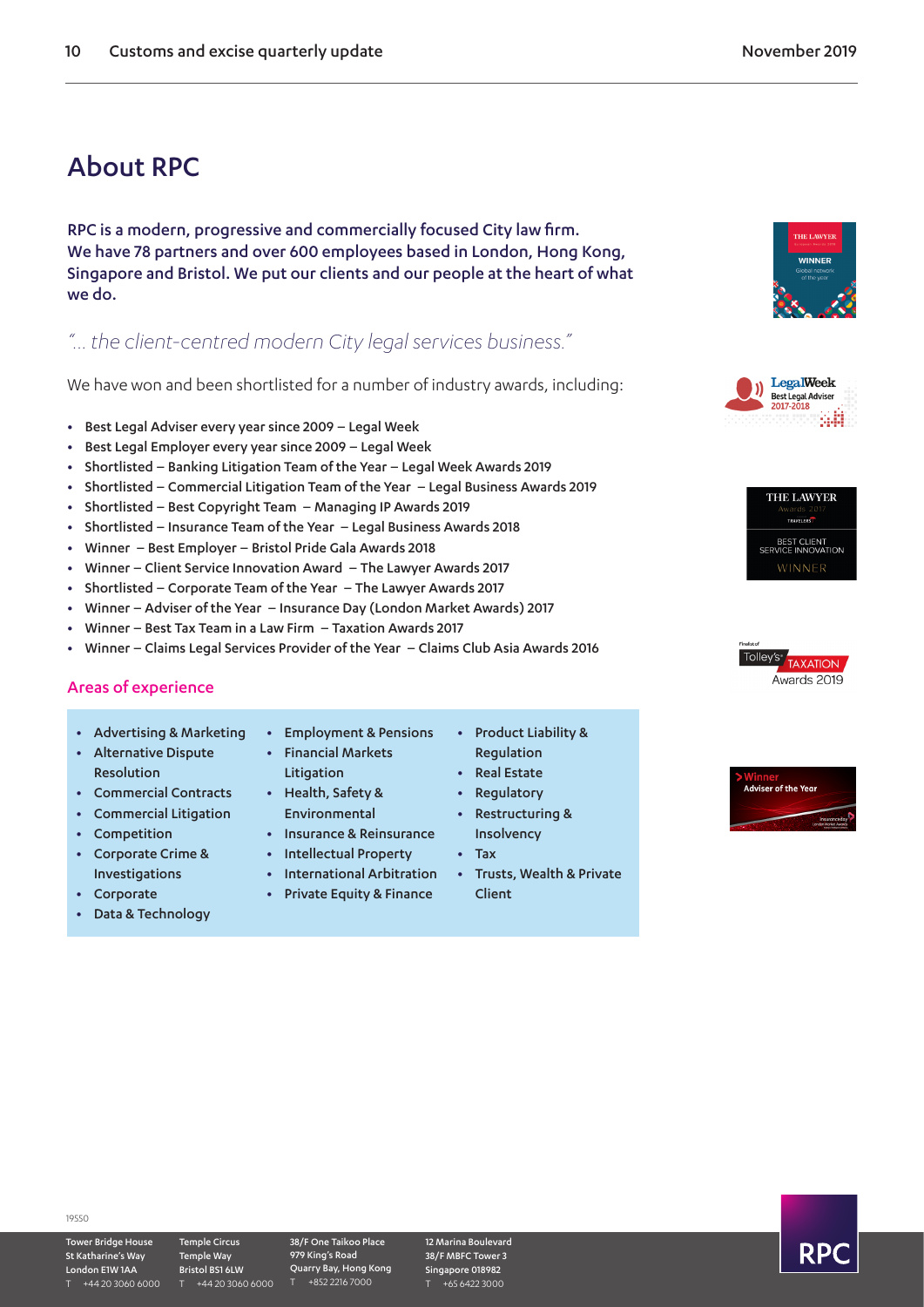# About RPC

RPC is a modern, progressive and commercially focused City law firm. We have 78 partners and over 600 employees based in London, Hong Kong, Singapore and Bristol. We put our clients and our people at the heart of what we do.

*"... the client-centred modern City legal services business."*

We have won and been shortlisted for a number of industry awards, including:

- Best Legal Adviser every year since 2009 – Legal Week
- Best Legal Employer every year since 2009 – Legal Week
- Shortlisted – Banking Litigation Team of the Year – Legal Week Awards 2019
- Shortlisted – Commercial Litigation Team of the Year – Legal Business Awards 2019
- Shortlisted – Best Copyright Team – Managing IP Awards 2019
- Shortlisted – Insurance Team of the Year – Legal Business Awards 2018
- Winner – Best Employer – Bristol Pride Gala Awards 2018
- Winner – Client Service Innovation Award – The Lawyer Awards 2017
- Shortlisted – Corporate Team of the Year – The Lawyer Awards 2017
- Winner – Adviser of the Year – Insurance Day (London Market Awards) 2017
- Winner – Best Tax Team in a Law Firm – Taxation Awards 2017
- Winner – Claims Legal Services Provider of the Year – Claims Club Asia Awards 2016

## Areas of experience

- Advertising & Marketing
- Alternative Dispute Resolution
- Commercial Contracts
- Commercial Litigation
- Competition
- Corporate Crime & Investigations
- Corporate
- Data & Technology
- Employment & Pensions
- Financial Markets Litigation
- Health, Safety & Environmental
- Insurance & Reinsurance
- Intellectual Property
- International Arbitration
- Private Equity & Finance
- Product Liability & Regulation
- Real Estate
- Regulatory
- Restructuring & Insolvency
- Tax
- Trusts, Wealth & Private Client

19550

Tower Bridge House
St Katharine's Way
London E1W 1AA
T +44 20 3060 6000

Temple Circus
Temple Way
Bristol BS1 6LW
T +44 20 3060 6000

38/F One Taikoo Place
979 King's Road
Quarry Bay, Hong Kong
T +852 2216 7000

12 Marina Boulevard
38/F MBFC Tower 3
Singapore 018982
T +65 6422 3000